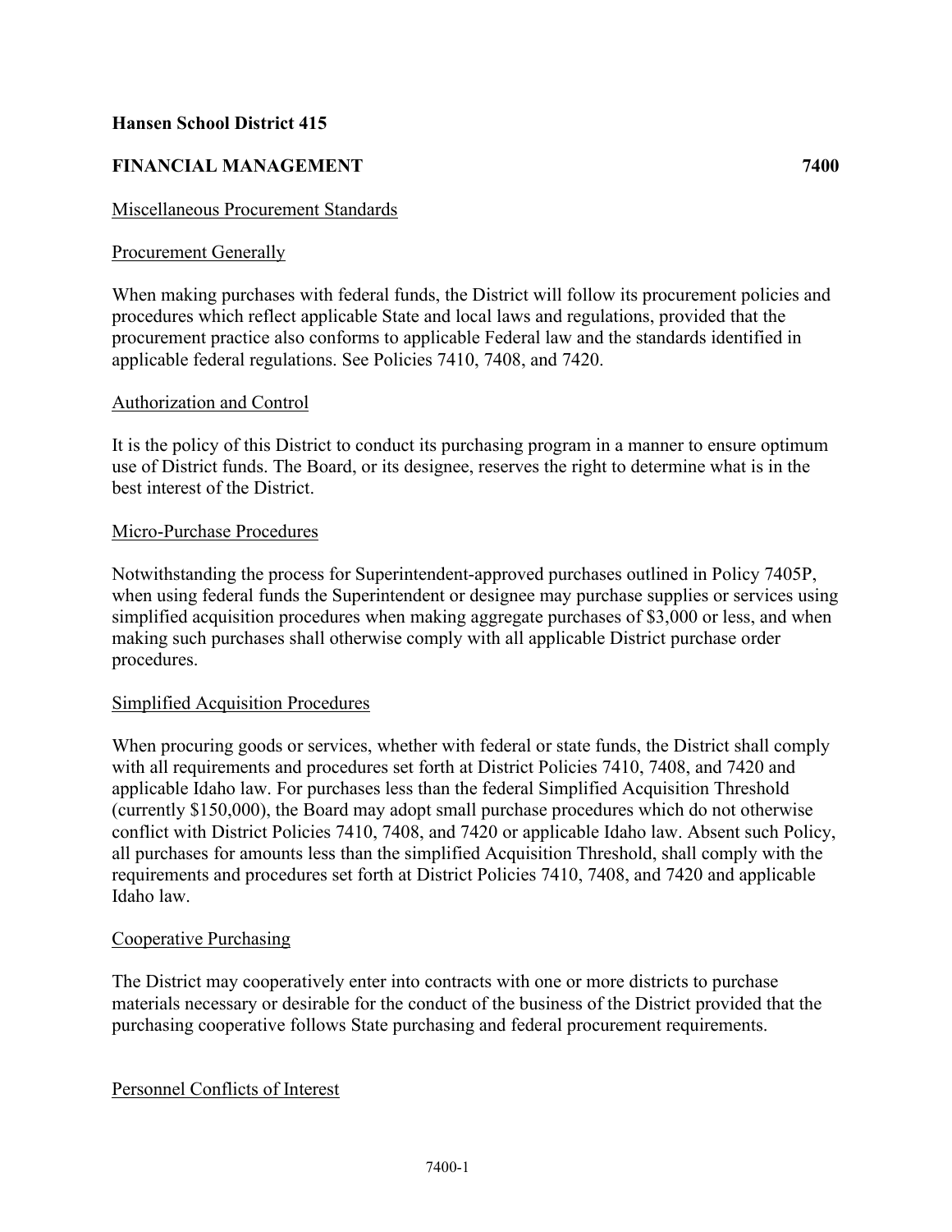**Hansen School District 415**

**FINANCIAL MANAGEMENT 7400**

Miscellaneous Procurement Standards

Procurement Generally

When making purchases with federal funds, the District will follow its procurement policies and procedures which reflect applicable State and local laws and regulations, provided that the procurement practice also conforms to applicable Federal law and the standards identified in applicable federal regulations. See Policies 7410, 7408, and 7420.

Authorization and Control

It is the policy of this District to conduct its purchasing program in a manner to ensure optimum use of District funds. The Board, or its designee, reserves the right to determine what is in the best interest of the District.

Micro-Purchase Procedures

Notwithstanding the process for Superintendent-approved purchases outlined in Policy 7405P, when using federal funds the Superintendent or designee may purchase supplies or services using simplified acquisition procedures when making aggregate purchases of $3,000 or less, and when making such purchases shall otherwise comply with all applicable District purchase order procedures.

Simplified Acquisition Procedures

When procuring goods or services, whether with federal or state funds, the District shall comply with all requirements and procedures set forth at District Policies 7410, 7408, and 7420 and applicable Idaho law. For purchases less than the federal Simplified Acquisition Threshold (currently $150,000), the Board may adopt small purchase procedures which do not otherwise conflict with District Policies 7410, 7408, and 7420 or applicable Idaho law. Absent such Policy, all purchases for amounts less than the simplified Acquisition Threshold, shall comply with the requirements and procedures set forth at District Policies 7410, 7408, and 7420 and applicable Idaho law.

Cooperative Purchasing

The District may cooperatively enter into contracts with one or more districts to purchase materials necessary or desirable for the conduct of the business of the District provided that the purchasing cooperative follows State purchasing and federal procurement requirements.

Personnel Conflicts of Interest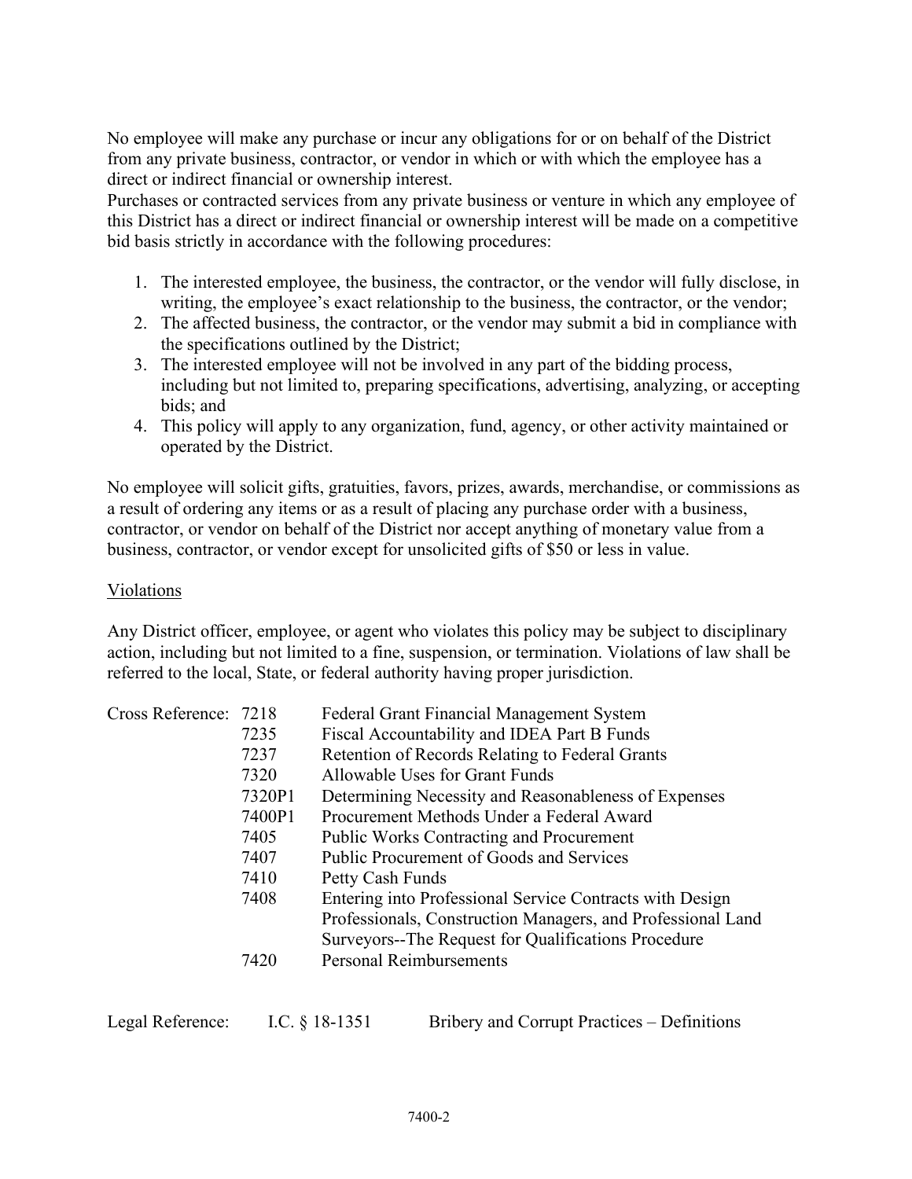No employee will make any purchase or incur any obligations for or on behalf of the District from any private business, contractor, or vendor in which or with which the employee has a direct or indirect financial or ownership interest.

Purchases or contracted services from any private business or venture in which any employee of this District has a direct or indirect financial or ownership interest will be made on a competitive bid basis strictly in accordance with the following procedures:

1. The interested employee, the business, the contractor, or the vendor will fully disclose, in writing, the employee's exact relationship to the business, the contractor, or the vendor;
2. The affected business, the contractor, or the vendor may submit a bid in compliance with the specifications outlined by the District;
3. The interested employee will not be involved in any part of the bidding process, including but not limited to, preparing specifications, advertising, analyzing, or accepting bids; and
4. This policy will apply to any organization, fund, agency, or other activity maintained or operated by the District.

No employee will solicit gifts, gratuities, favors, prizes, awards, merchandise, or commissions as a result of ordering any items or as a result of placing any purchase order with a business, contractor, or vendor on behalf of the District nor accept anything of monetary value from a business, contractor, or vendor except for unsolicited gifts of $50 or less in value.

<u>Violations</u>

Any District officer, employee, or agent who violates this policy may be subject to disciplinary action, including but not limited to a fine, suspension, or termination. Violations of law shall be referred to the local, State, or federal authority having proper jurisdiction.

| Cross Reference: | | |
|---|---|---|
| | 7218 | Federal Grant Financial Management System |
| | 7235 | Fiscal Accountability and IDEA Part B Funds |
| | 7237 | Retention of Records Relating to Federal Grants |
| | 7320 | Allowable Uses for Grant Funds |
| | 7320P1 | Determining Necessity and Reasonableness of Expenses |
| | 7400P1 | Procurement Methods Under a Federal Award |
| | 7405 | Public Works Contracting and Procurement |
| | 7407 | Public Procurement of Goods and Services |
| | 7410 | Petty Cash Funds |
| | 7408 | Entering into Professional Service Contracts with Design Professionals, Construction Managers, and Professional Land Surveyors--The Request for Qualifications Procedure |
| | 7420 | Personal Reimbursements |

| Legal Reference: | | |
|---|---|---|
| | I.C. § 18-1351 | Bribery and Corrupt Practices – Definitions |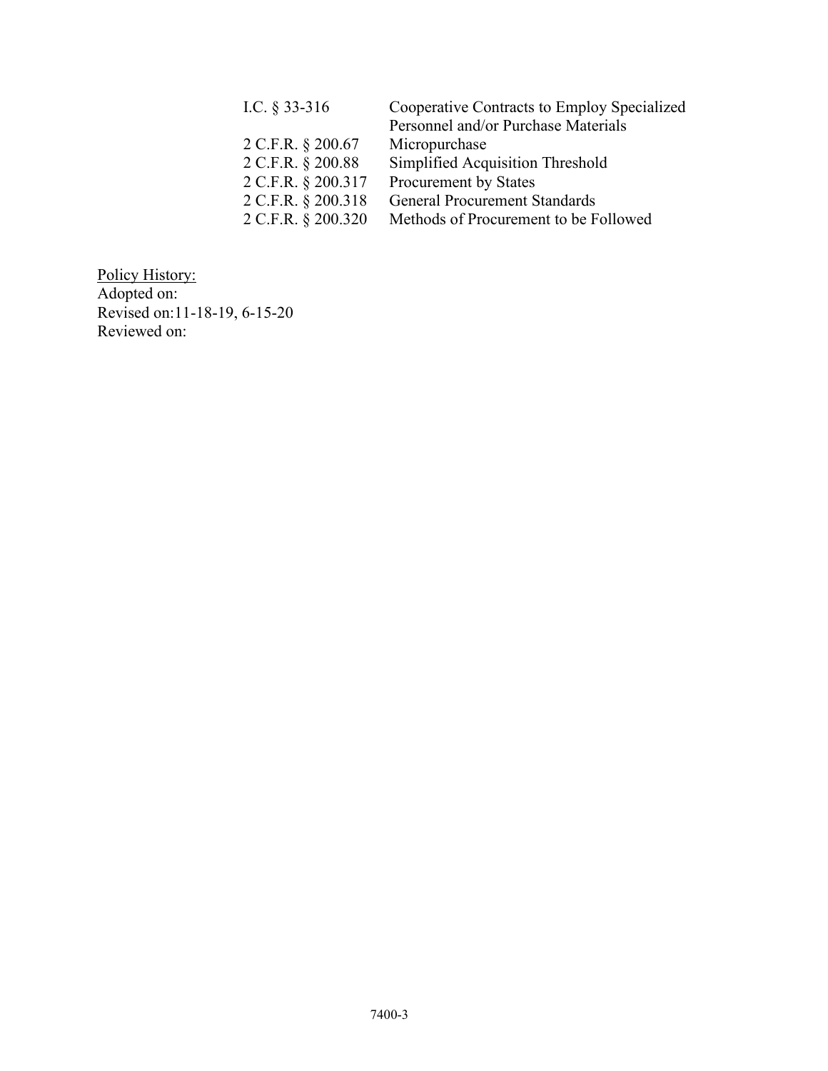| | |
|---|---|
| I.C. § 33-316 | Cooperative Contracts to Employ Specialized Personnel and/or Purchase Materials |
| 2 C.F.R. § 200.67 | Micropurchase |
| 2 C.F.R. § 200.88 | Simplified Acquisition Threshold |
| 2 C.F.R. § 200.317 | Procurement by States |
| 2 C.F.R. § 200.318 | General Procurement Standards |
| 2 C.F.R. § 200.320 | Methods of Procurement to be Followed |

Policy History:
Adopted on:
Revised on:11-18-19, 6-15-20
Reviewed on: